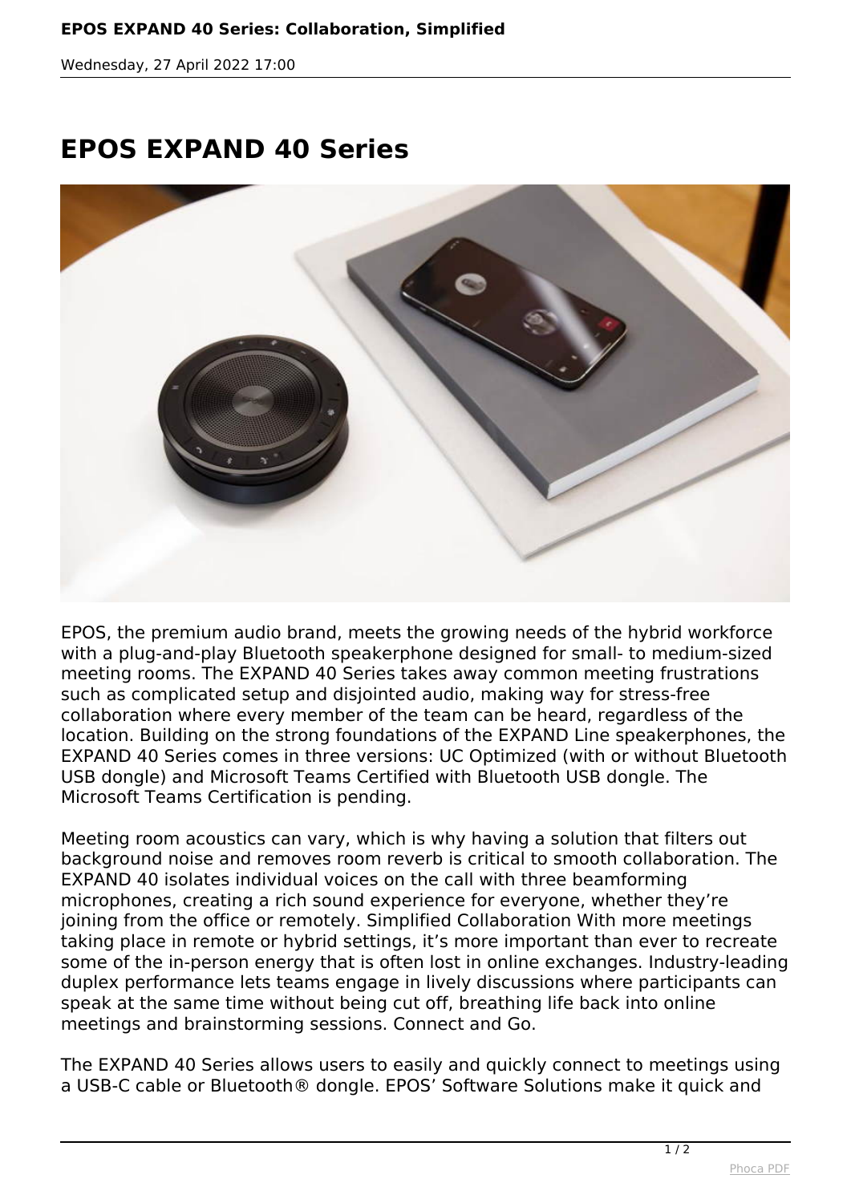# EPOS EXPAND 40 Series

EPOS, the premium audio brand, meets the growing needs of the hybrid workforce with a plug-and-play Bluetooth speakerphone designed for small- to medium-sized meeting rooms. The EXPAND 40 Series takes away common meeting frustrations such as complicated setup and disjointed audio, making way for stress-free collaboration where every member of the team can be heard, regardless of the location. Building on the strong foundations of the EXPAND Line speakerphones, the EXPAND 40 Series comes in three versions: UC Optimized (with or without Bluetooth USB dongle) and Microsoft Teams Certified with Bluetooth USB dongle. The Microsoft Teams Certification is pending.

Meeting room acoustics can vary, which is why having a solution that filters out background noise and removes room reverb is critical to smooth collaboration. The EXPAND 40 isolates individual voices on the call with three beamforming microphones, creating a rich sound experience for everyone, whether they're joining from the office or remotely. Simplified Collaboration With more meetings taking place in remote or hybrid settings, it's more important than ever to recreate some of the in-person energy that is often lost in online exchanges. Industry-leading duplex performance lets teams engage in lively discussions where participants can speak at the same time without being cut off, breathing life back into online meetings and brainstorming sessions. Connect and Go.

The EXPAND 40 Series allows users to easily and quickly connect to meetings using a USB-C cable or Bluetooth® dongle. EPOS' Software Solutions make it quick and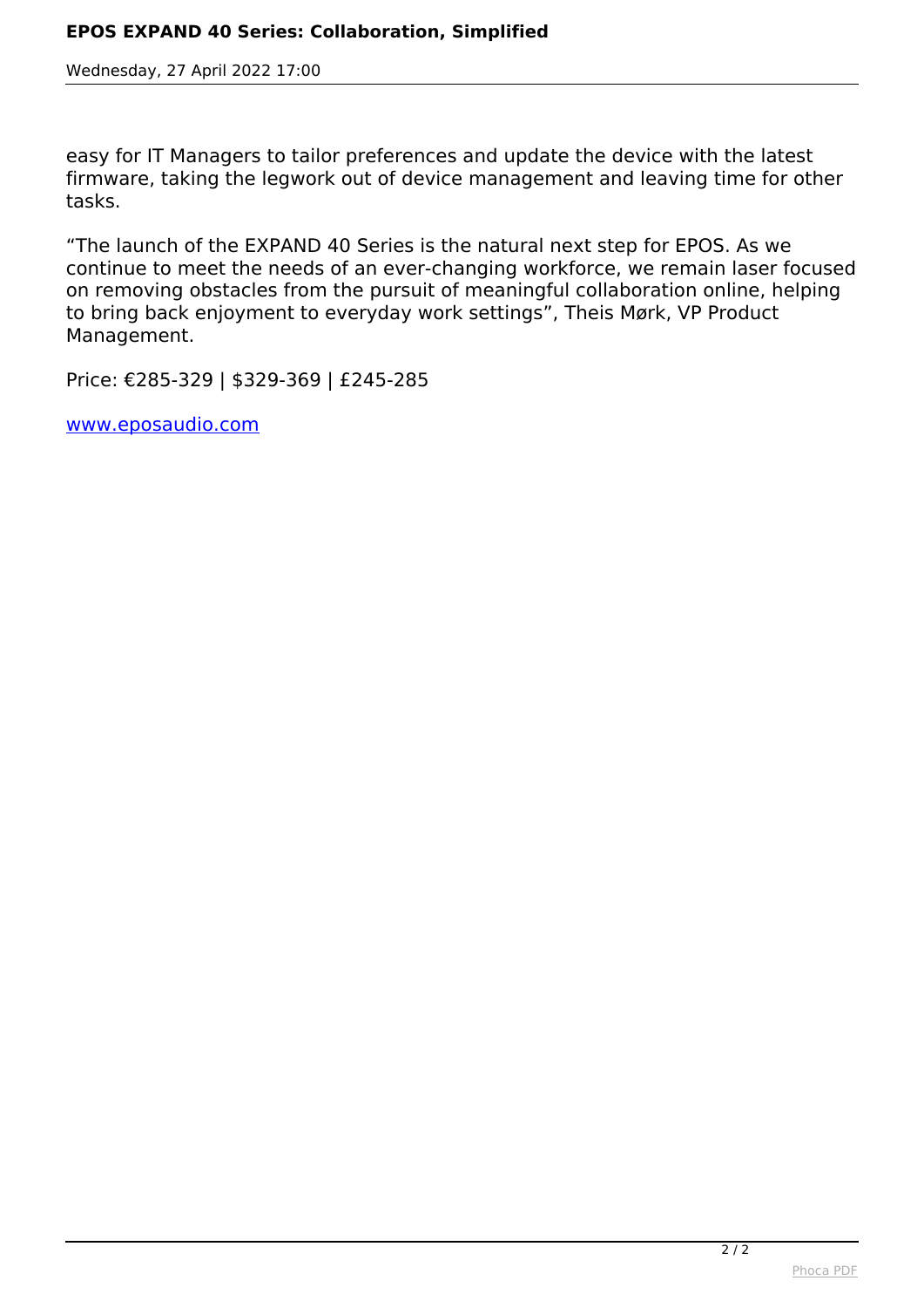easy for IT Managers to tailor preferences and update the device with the latest firmware, taking the legwork out of device management and leaving time for other tasks.

"The launch of the EXPAND 40 Series is the natural next step for EPOS. As we continue to meet the needs of an ever-changing workforce, we remain laser focused on removing obstacles from the pursuit of meaningful collaboration online, helping to bring back enjoyment to everyday work settings", Theis Mørk, VP Product Management.

Price: €285-329 | $329-369 | £245-285

[www.eposaudio.com](http://www.eposaudio.com)